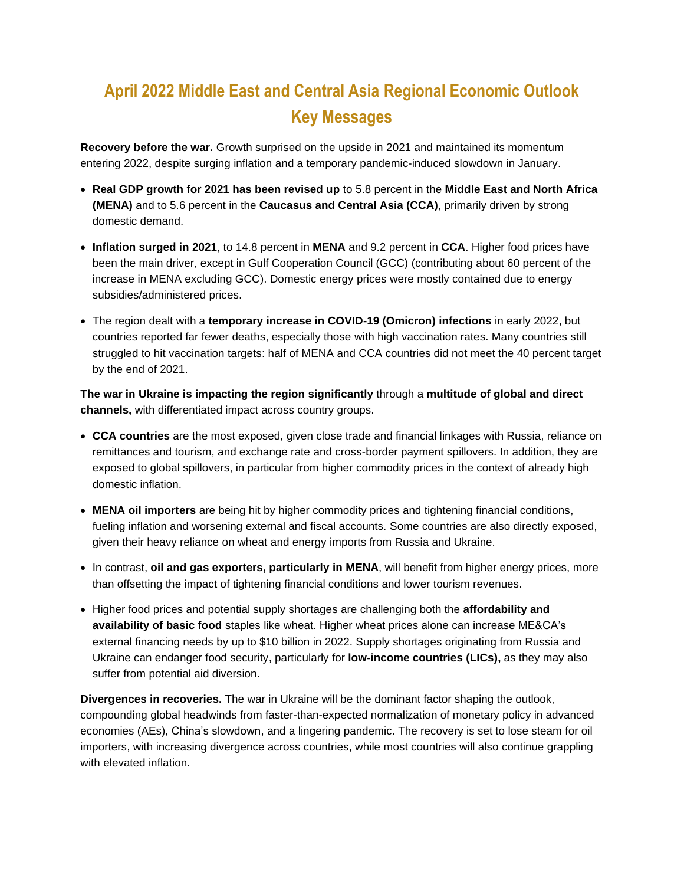# April 2022 Middle East and Central Asia Regional Economic Outlook Key Messages

**Recovery before the war.** Growth surprised on the upside in 2021 and maintained its momentum entering 2022, despite surging inflation and a temporary pandemic-induced slowdown in January.

- **Real GDP growth for 2021 has been revised up** to 5.8 percent in the **Middle East and North Africa (MENA)** and to 5.6 percent in the **Caucasus and Central Asia (CCA)**, primarily driven by strong domestic demand.
- **Inflation surged in 2021**, to 14.8 percent in **MENA** and 9.2 percent in **CCA**. Higher food prices have been the main driver, except in Gulf Cooperation Council (GCC) (contributing about 60 percent of the increase in MENA excluding GCC). Domestic energy prices were mostly contained due to energy subsidies/administered prices.
- The region dealt with a **temporary increase in COVID-19 (Omicron) infections** in early 2022, but countries reported far fewer deaths, especially those with high vaccination rates. Many countries still struggled to hit vaccination targets: half of MENA and CCA countries did not meet the 40 percent target by the end of 2021.

**The war in Ukraine is impacting the region significantly** through a **multitude of global and direct channels,** with differentiated impact across country groups.

- **CCA countries** are the most exposed, given close trade and financial linkages with Russia, reliance on remittances and tourism, and exchange rate and cross-border payment spillovers. In addition, they are exposed to global spillovers, in particular from higher commodity prices in the context of already high domestic inflation.
- **MENA oil importers** are being hit by higher commodity prices and tightening financial conditions, fueling inflation and worsening external and fiscal accounts. Some countries are also directly exposed, given their heavy reliance on wheat and energy imports from Russia and Ukraine.
- In contrast, **oil and gas exporters, particularly in MENA**, will benefit from higher energy prices, more than offsetting the impact of tightening financial conditions and lower tourism revenues.
- Higher food prices and potential supply shortages are challenging both the **affordability and availability of basic food** staples like wheat. Higher wheat prices alone can increase ME&CA's external financing needs by up to $10 billion in 2022. Supply shortages originating from Russia and Ukraine can endanger food security, particularly for **low-income countries (LICs),** as they may also suffer from potential aid diversion.

**Divergences in recoveries.** The war in Ukraine will be the dominant factor shaping the outlook, compounding global headwinds from faster-than-expected normalization of monetary policy in advanced economies (AEs), China's slowdown, and a lingering pandemic. The recovery is set to lose steam for oil importers, with increasing divergence across countries, while most countries will also continue grappling with elevated inflation.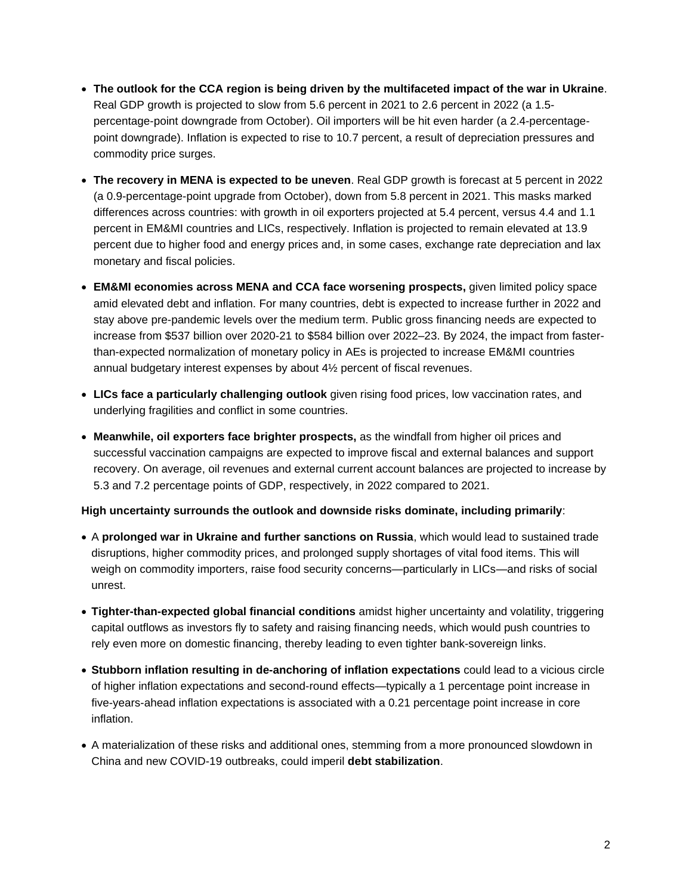- **The outlook for the CCA region is being driven by the multifaceted impact of the war in Ukraine**. Real GDP growth is projected to slow from 5.6 percent in 2021 to 2.6 percent in 2022 (a 1.5-percentage-point downgrade from October). Oil importers will be hit even harder (a 2.4-percentage-point downgrade). Inflation is expected to rise to 10.7 percent, a result of depreciation pressures and commodity price surges.
- **The recovery in MENA is expected to be uneven**. Real GDP growth is forecast at 5 percent in 2022 (a 0.9-percentage-point upgrade from October), down from 5.8 percent in 2021. This masks marked differences across countries: with growth in oil exporters projected at 5.4 percent, versus 4.4 and 1.1 percent in EM&MI countries and LICs, respectively. Inflation is projected to remain elevated at 13.9 percent due to higher food and energy prices and, in some cases, exchange rate depreciation and lax monetary and fiscal policies.
- **EM&MI economies across MENA and CCA face worsening prospects,** given limited policy space amid elevated debt and inflation. For many countries, debt is expected to increase further in 2022 and stay above pre-pandemic levels over the medium term. Public gross financing needs are expected to increase from $537 billion over 2020-21 to $584 billion over 2022–23. By 2024, the impact from faster-than-expected normalization of monetary policy in AEs is projected to increase EM&MI countries annual budgetary interest expenses by about 4½ percent of fiscal revenues.
- **LICs face a particularly challenging outlook** given rising food prices, low vaccination rates, and underlying fragilities and conflict in some countries.
- **Meanwhile, oil exporters face brighter prospects,** as the windfall from higher oil prices and successful vaccination campaigns are expected to improve fiscal and external balances and support recovery. On average, oil revenues and external current account balances are projected to increase by 5.3 and 7.2 percentage points of GDP, respectively, in 2022 compared to 2021.

**High uncertainty surrounds the outlook and downside risks dominate, including primarily**:

- A **prolonged war in Ukraine and further sanctions on Russia**, which would lead to sustained trade disruptions, higher commodity prices, and prolonged supply shortages of vital food items. This will weigh on commodity importers, raise food security concerns—particularly in LICs—and risks of social unrest.
- **Tighter-than-expected global financial conditions** amidst higher uncertainty and volatility, triggering capital outflows as investors fly to safety and raising financing needs, which would push countries to rely even more on domestic financing, thereby leading to even tighter bank-sovereign links.
- **Stubborn inflation resulting in de-anchoring of inflation expectations** could lead to a vicious circle of higher inflation expectations and second-round effects—typically a 1 percentage point increase in five-years-ahead inflation expectations is associated with a 0.21 percentage point increase in core inflation.
- A materialization of these risks and additional ones, stemming from a more pronounced slowdown in China and new COVID-19 outbreaks, could imperil **debt stabilization**.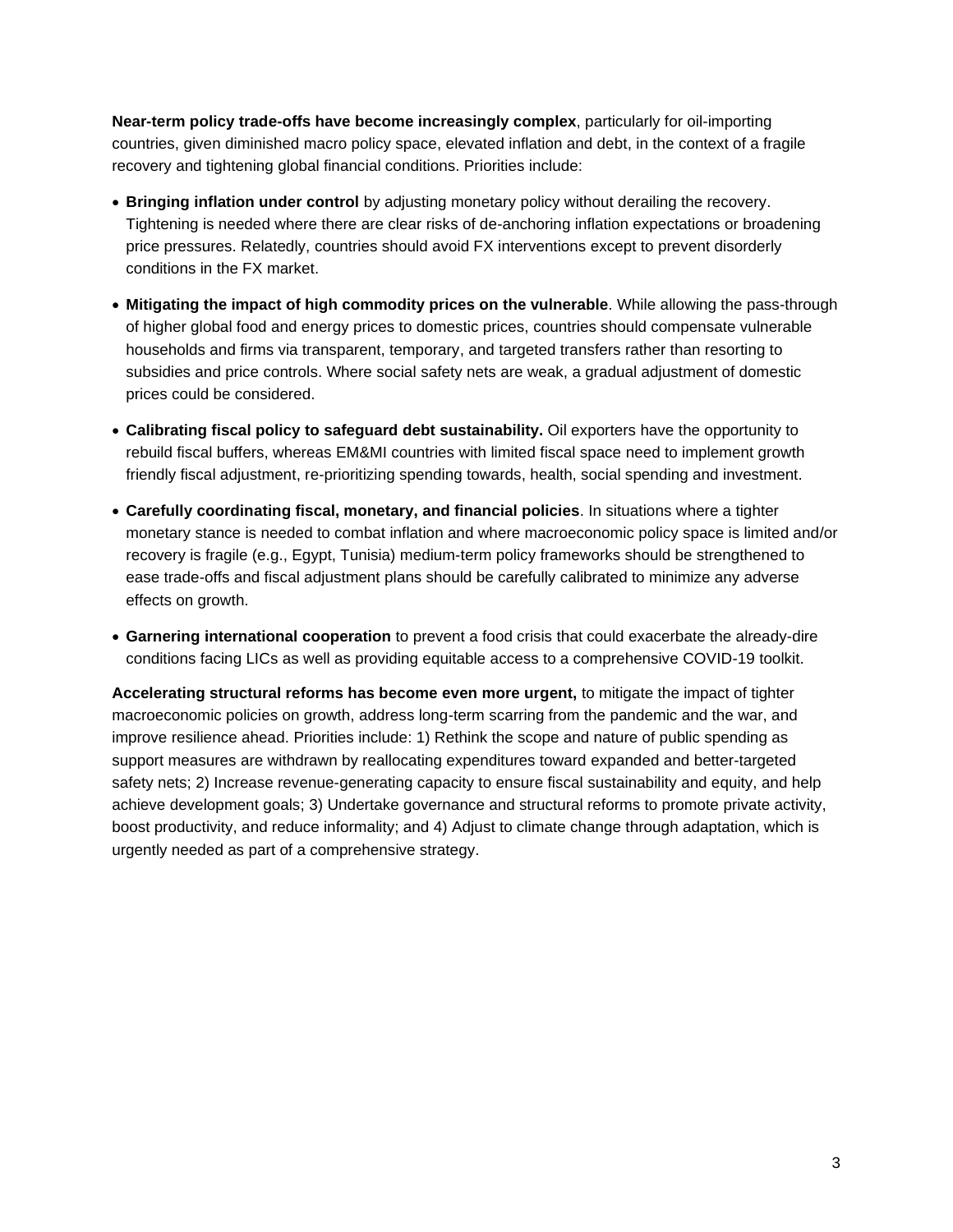**Near-term policy trade-offs have become increasingly complex**, particularly for oil-importing countries, given diminished macro policy space, elevated inflation and debt, in the context of a fragile recovery and tightening global financial conditions. Priorities include:

- **Bringing inflation under control** by adjusting monetary policy without derailing the recovery. Tightening is needed where there are clear risks of de-anchoring inflation expectations or broadening price pressures. Relatedly, countries should avoid FX interventions except to prevent disorderly conditions in the FX market.
- **Mitigating the impact of high commodity prices on the vulnerable**. While allowing the pass-through of higher global food and energy prices to domestic prices, countries should compensate vulnerable households and firms via transparent, temporary, and targeted transfers rather than resorting to subsidies and price controls. Where social safety nets are weak, a gradual adjustment of domestic prices could be considered.
- **Calibrating fiscal policy to safeguard debt sustainability.** Oil exporters have the opportunity to rebuild fiscal buffers, whereas EM&MI countries with limited fiscal space need to implement growth friendly fiscal adjustment, re-prioritizing spending towards, health, social spending and investment.
- **Carefully coordinating fiscal, monetary, and financial policies**. In situations where a tighter monetary stance is needed to combat inflation and where macroeconomic policy space is limited and/or recovery is fragile (e.g., Egypt, Tunisia) medium-term policy frameworks should be strengthened to ease trade-offs and fiscal adjustment plans should be carefully calibrated to minimize any adverse effects on growth.
- **Garnering international cooperation** to prevent a food crisis that could exacerbate the already-dire conditions facing LICs as well as providing equitable access to a comprehensive COVID-19 toolkit.

**Accelerating structural reforms has become even more urgent,** to mitigate the impact of tighter macroeconomic policies on growth, address long-term scarring from the pandemic and the war, and improve resilience ahead. Priorities include: 1) Rethink the scope and nature of public spending as support measures are withdrawn by reallocating expenditures toward expanded and better-targeted safety nets; 2) Increase revenue-generating capacity to ensure fiscal sustainability and equity, and help achieve development goals; 3) Undertake governance and structural reforms to promote private activity, boost productivity, and reduce informality; and 4) Adjust to climate change through adaptation, which is urgently needed as part of a comprehensive strategy.